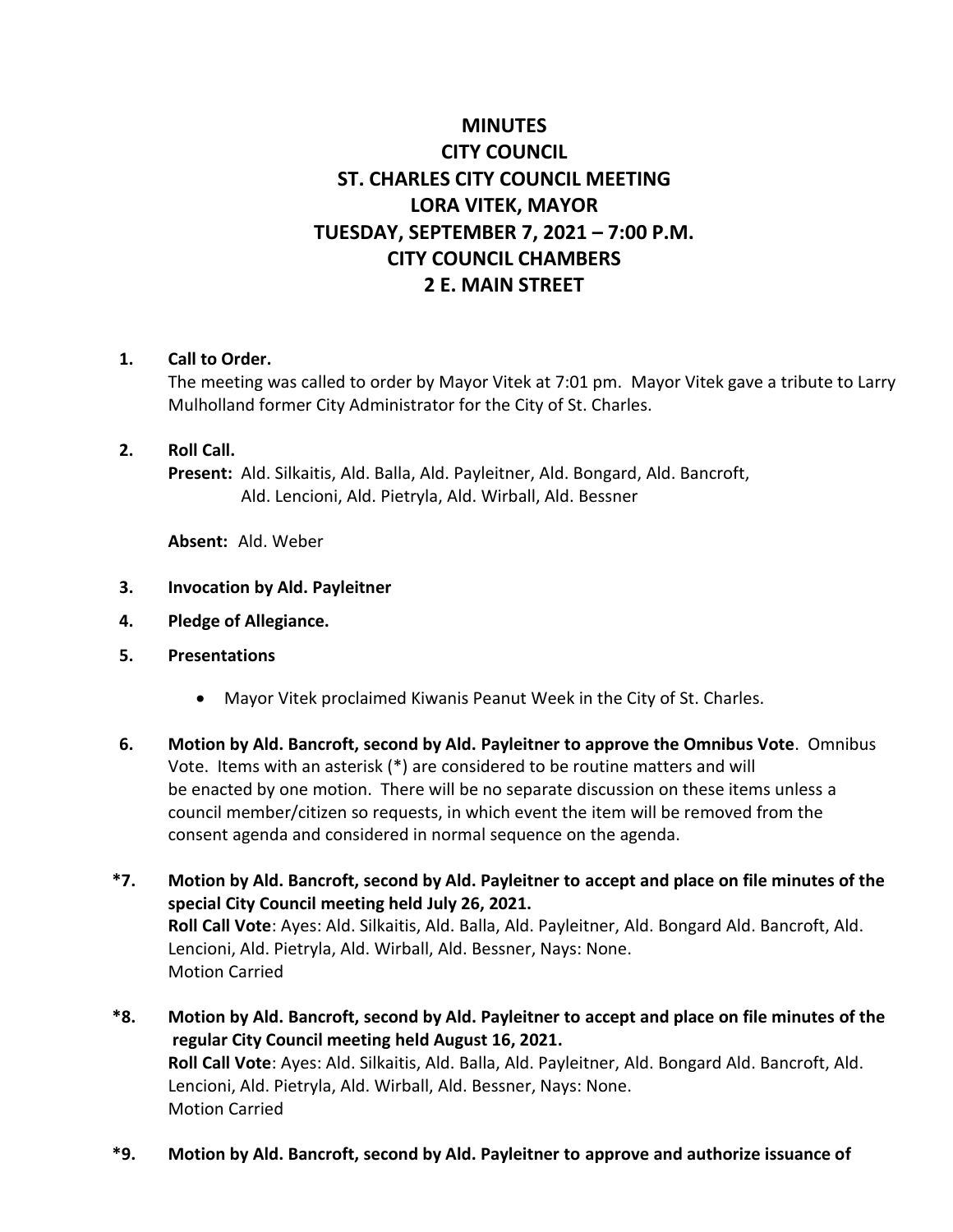# MINUTES
# CITY COUNCIL
# ST. CHARLES CITY COUNCIL MEETING
# LORA VITEK, MAYOR
# TUESDAY, SEPTEMBER 7, 2021 – 7:00 P.M.
# CITY COUNCIL CHAMBERS
# 2 E. MAIN STREET

**1. Call to Order.**

The meeting was called to order by Mayor Vitek at 7:01 pm. Mayor Vitek gave a tribute to Larry Mulholland former City Administrator for the City of St. Charles.

**2. Roll Call.**

**Present:** Ald. Silkaitis, Ald. Balla, Ald. Payleitner, Ald. Bongard, Ald. Bancroft, Ald. Lencioni, Ald. Pietryla, Ald. Wirball, Ald. Bessner

**Absent:** Ald. Weber

**3. Invocation by Ald. Payleitner**

**4. Pledge of Allegiance.**

**5. Presentations**

- Mayor Vitek proclaimed Kiwanis Peanut Week in the City of St. Charles.

**6. Motion by Ald. Bancroft, second by Ald. Payleitner to approve the Omnibus Vote**. Omnibus Vote. Items with an asterisk (*) are considered to be routine matters and will be enacted by one motion. There will be no separate discussion on these items unless a council member/citizen so requests, in which event the item will be removed from the consent agenda and considered in normal sequence on the agenda.

**\*7. Motion by Ald. Bancroft, second by Ald. Payleitner to accept and place on file minutes of the special City Council meeting held July 26, 2021.**

**Roll Call Vote**: Ayes: Ald. Silkaitis, Ald. Balla, Ald. Payleitner, Ald. Bongard Ald. Bancroft, Ald. Lencioni, Ald. Pietryla, Ald. Wirball, Ald. Bessner, Nays: None.
Motion Carried

**\*8. Motion by Ald. Bancroft, second by Ald. Payleitner to accept and place on file minutes of the regular City Council meeting held August 16, 2021.**

**Roll Call Vote**: Ayes: Ald. Silkaitis, Ald. Balla, Ald. Payleitner, Ald. Bongard Ald. Bancroft, Ald. Lencioni, Ald. Pietryla, Ald. Wirball, Ald. Bessner, Nays: None.
Motion Carried

**\*9. Motion by Ald. Bancroft, second by Ald. Payleitner to approve and authorize issuance of**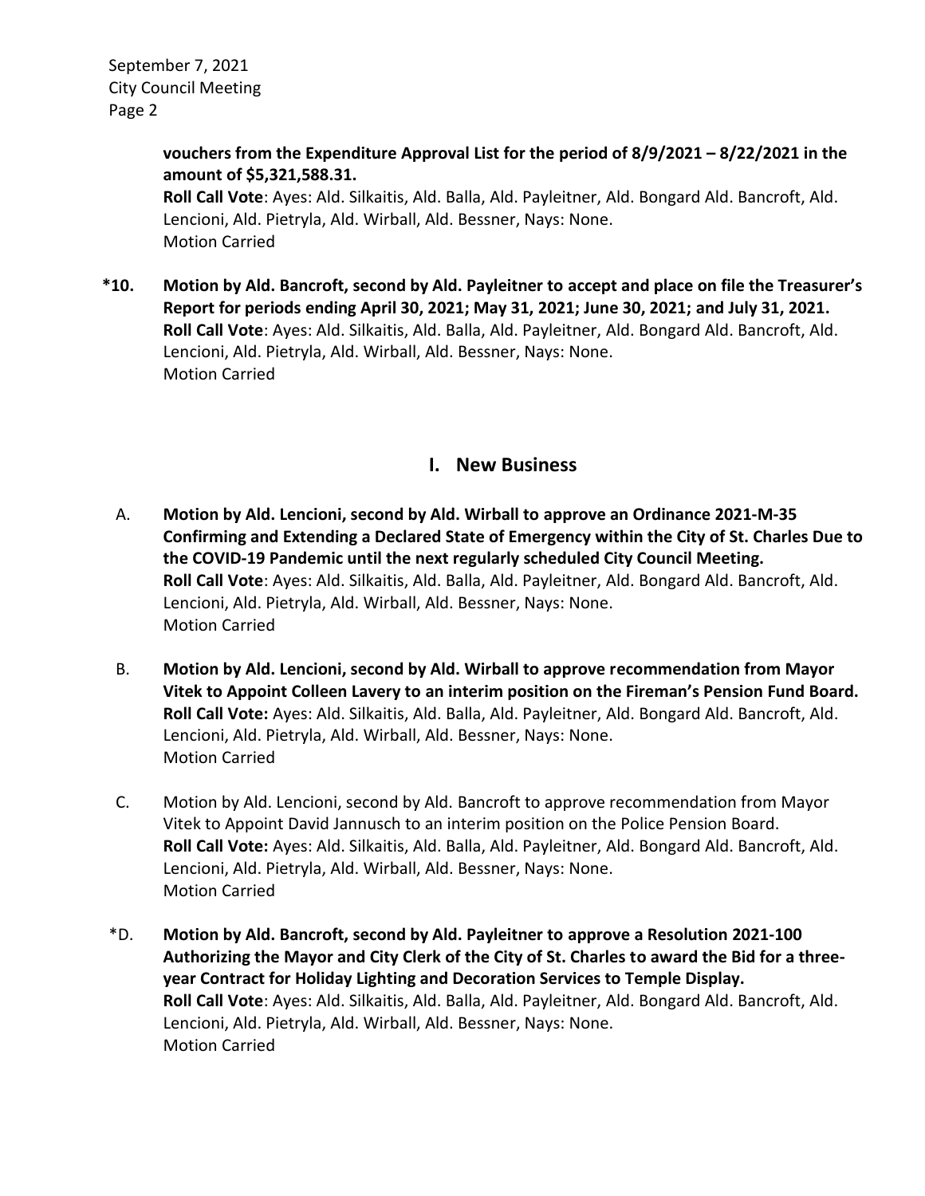**vouchers from the Expenditure Approval List for the period of 8/9/2021 – 8/22/2021 in the amount of $5,321,588.31.**
**Roll Call Vote**: Ayes: Ald. Silkaitis, Ald. Balla, Ald. Payleitner, Ald. Bongard Ald. Bancroft, Ald. Lencioni, Ald. Pietryla, Ald. Wirball, Ald. Bessner, Nays: None.
Motion Carried

**\*10. Motion by Ald. Bancroft, second by Ald. Payleitner to accept and place on file the Treasurer's Report for periods ending April 30, 2021; May 31, 2021; June 30, 2021; and July 31, 2021.**
**Roll Call Vote**: Ayes: Ald. Silkaitis, Ald. Balla, Ald. Payleitner, Ald. Bongard Ald. Bancroft, Ald. Lencioni, Ald. Pietryla, Ald. Wirball, Ald. Bessner, Nays: None.
Motion Carried

## I. New Business

A. **Motion by Ald. Lencioni, second by Ald. Wirball to approve an Ordinance 2021-M-35 Confirming and Extending a Declared State of Emergency within the City of St. Charles Due to the COVID-19 Pandemic until the next regularly scheduled City Council Meeting.**
**Roll Call Vote**: Ayes: Ald. Silkaitis, Ald. Balla, Ald. Payleitner, Ald. Bongard Ald. Bancroft, Ald. Lencioni, Ald. Pietryla, Ald. Wirball, Ald. Bessner, Nays: None.
Motion Carried

B. **Motion by Ald. Lencioni, second by Ald. Wirball to approve recommendation from Mayor Vitek to Appoint Colleen Lavery to an interim position on the Fireman's Pension Fund Board.**
**Roll Call Vote:** Ayes: Ald. Silkaitis, Ald. Balla, Ald. Payleitner, Ald. Bongard Ald. Bancroft, Ald. Lencioni, Ald. Pietryla, Ald. Wirball, Ald. Bessner, Nays: None.
Motion Carried

C. Motion by Ald. Lencioni, second by Ald. Bancroft to approve recommendation from Mayor Vitek to Appoint David Jannusch to an interim position on the Police Pension Board.
**Roll Call Vote:** Ayes: Ald. Silkaitis, Ald. Balla, Ald. Payleitner, Ald. Bongard Ald. Bancroft, Ald. Lencioni, Ald. Pietryla, Ald. Wirball, Ald. Bessner, Nays: None.
Motion Carried

\*D. **Motion by Ald. Bancroft, second by Ald. Payleitner to approve a Resolution 2021-100 Authorizing the Mayor and City Clerk of the City of St. Charles to award the Bid for a three-year Contract for Holiday Lighting and Decoration Services to Temple Display.**
**Roll Call Vote**: Ayes: Ald. Silkaitis, Ald. Balla, Ald. Payleitner, Ald. Bongard Ald. Bancroft, Ald. Lencioni, Ald. Pietryla, Ald. Wirball, Ald. Bessner, Nays: None.
Motion Carried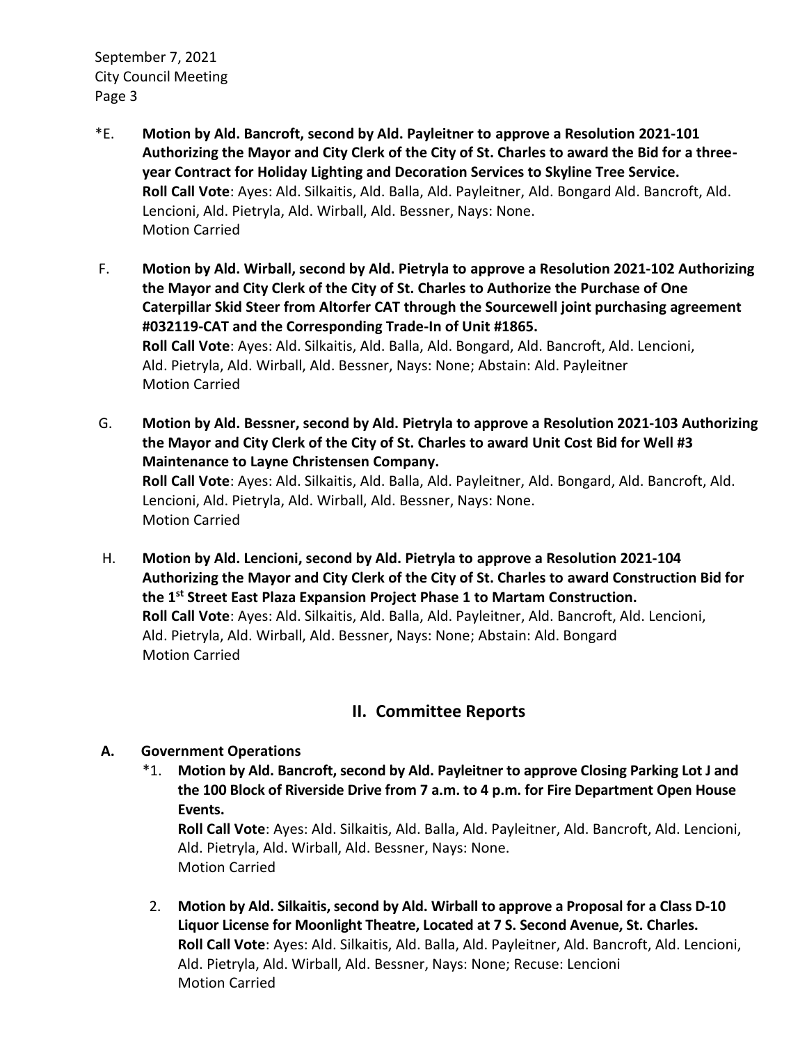*E. **Motion by Ald. Bancroft, second by Ald. Payleitner to approve a Resolution 2021-101 Authorizing the Mayor and City Clerk of the City of St. Charles to award the Bid for a three-year Contract for Holiday Lighting and Decoration Services to Skyline Tree Service.**
**Roll Call Vote**: Ayes: Ald. Silkaitis, Ald. Balla, Ald. Payleitner, Ald. Bongard Ald. Bancroft, Ald. Lencioni, Ald. Pietryla, Ald. Wirball, Ald. Bessner, Nays: None.
Motion Carried

F. **Motion by Ald. Wirball, second by Ald. Pietryla to approve a Resolution 2021-102 Authorizing the Mayor and City Clerk of the City of St. Charles to Authorize the Purchase of One Caterpillar Skid Steer from Altorfer CAT through the Sourcewell joint purchasing agreement #032119-CAT and the Corresponding Trade-In of Unit #1865.**
**Roll Call Vote**: Ayes: Ald. Silkaitis, Ald. Balla, Ald. Bongard, Ald. Bancroft, Ald. Lencioni, Ald. Pietryla, Ald. Wirball, Ald. Bessner, Nays: None; Abstain: Ald. Payleitner
Motion Carried

G. **Motion by Ald. Bessner, second by Ald. Pietryla to approve a Resolution 2021-103 Authorizing the Mayor and City Clerk of the City of St. Charles to award Unit Cost Bid for Well #3 Maintenance to Layne Christensen Company.**
**Roll Call Vote**: Ayes: Ald. Silkaitis, Ald. Balla, Ald. Payleitner, Ald. Bongard, Ald. Bancroft, Ald. Lencioni, Ald. Pietryla, Ald. Wirball, Ald. Bessner, Nays: None.
Motion Carried

H. **Motion by Ald. Lencioni, second by Ald. Pietryla to approve a Resolution 2021-104 Authorizing the Mayor and City Clerk of the City of St. Charles to award Construction Bid for the 1st Street East Plaza Expansion Project Phase 1 to Martam Construction.**
**Roll Call Vote**: Ayes: Ald. Silkaitis, Ald. Balla, Ald. Payleitner, Ald. Bancroft, Ald. Lencioni, Ald. Pietryla, Ald. Wirball, Ald. Bessner, Nays: None; Abstain: Ald. Bongard
Motion Carried

## II. Committee Reports

**A. Government Operations**

*1. **Motion by Ald. Bancroft, second by Ald. Payleitner to approve Closing Parking Lot J and the 100 Block of Riverside Drive from 7 a.m. to 4 p.m. for Fire Department Open House Events.**
**Roll Call Vote**: Ayes: Ald. Silkaitis, Ald. Balla, Ald. Payleitner, Ald. Bancroft, Ald. Lencioni, Ald. Pietryla, Ald. Wirball, Ald. Bessner, Nays: None.
Motion Carried

2. **Motion by Ald. Silkaitis, second by Ald. Wirball to approve a Proposal for a Class D-10 Liquor License for Moonlight Theatre, Located at 7 S. Second Avenue, St. Charles.**
**Roll Call Vote**: Ayes: Ald. Silkaitis, Ald. Balla, Ald. Payleitner, Ald. Bancroft, Ald. Lencioni, Ald. Pietryla, Ald. Wirball, Ald. Bessner, Nays: None; Recuse: Lencioni
Motion Carried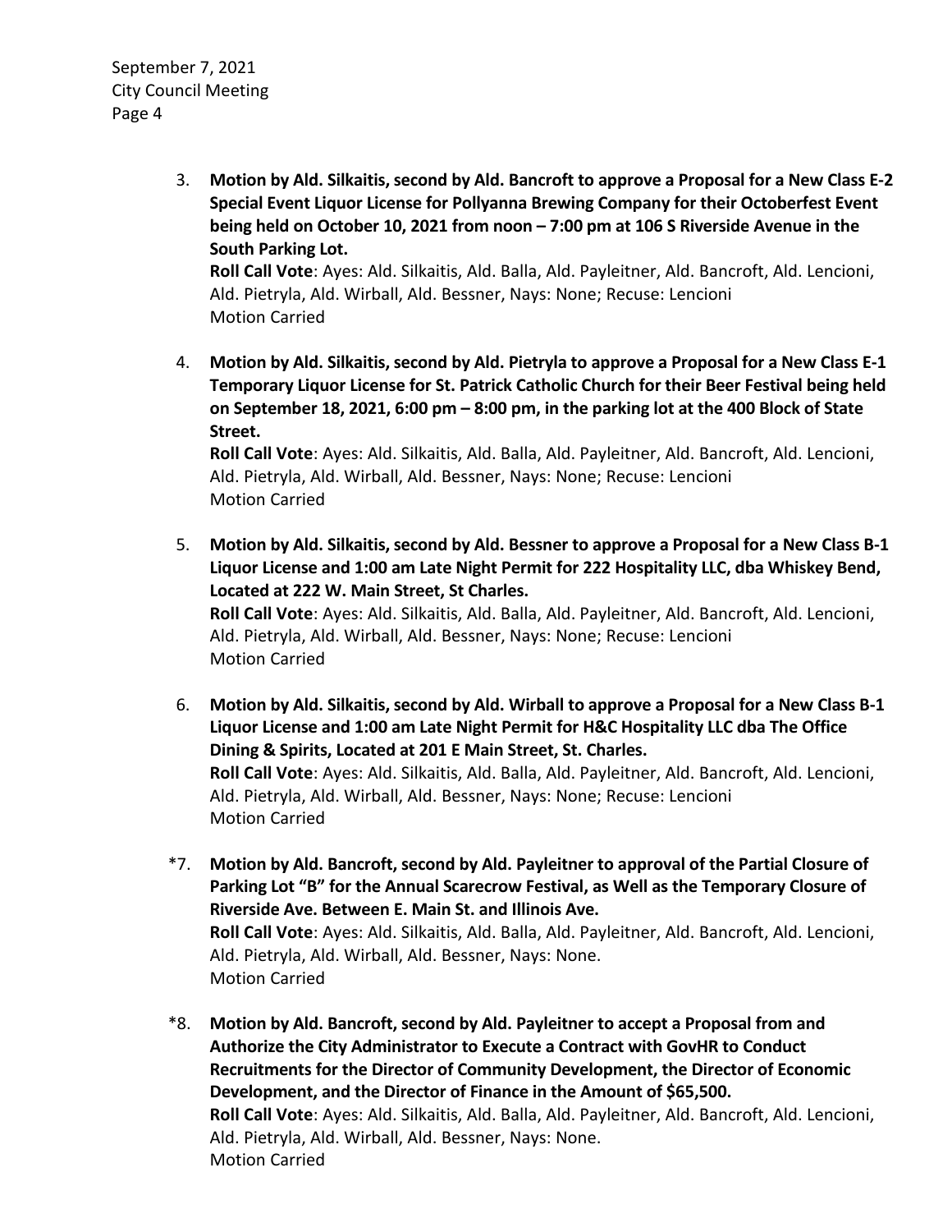3. **Motion by Ald. Silkaitis, second by Ald. Bancroft to approve a Proposal for a New Class E-2 Special Event Liquor License for Pollyanna Brewing Company for their Octoberfest Event being held on October 10, 2021 from noon – 7:00 pm at 106 S Riverside Avenue in the South Parking Lot.**
   **Roll Call Vote**: Ayes: Ald. Silkaitis, Ald. Balla, Ald. Payleitner, Ald. Bancroft, Ald. Lencioni, Ald. Pietryla, Ald. Wirball, Ald. Bessner, Nays: None; Recuse: Lencioni
   Motion Carried

4. **Motion by Ald. Silkaitis, second by Ald. Pietryla to approve a Proposal for a New Class E-1 Temporary Liquor License for St. Patrick Catholic Church for their Beer Festival being held on September 18, 2021, 6:00 pm – 8:00 pm, in the parking lot at the 400 Block of State Street.**
   **Roll Call Vote**: Ayes: Ald. Silkaitis, Ald. Balla, Ald. Payleitner, Ald. Bancroft, Ald. Lencioni, Ald. Pietryla, Ald. Wirball, Ald. Bessner, Nays: None; Recuse: Lencioni
   Motion Carried

5. **Motion by Ald. Silkaitis, second by Ald. Bessner to approve a Proposal for a New Class B-1 Liquor License and 1:00 am Late Night Permit for 222 Hospitality LLC, dba Whiskey Bend, Located at 222 W. Main Street, St Charles.**
   **Roll Call Vote**: Ayes: Ald. Silkaitis, Ald. Balla, Ald. Payleitner, Ald. Bancroft, Ald. Lencioni, Ald. Pietryla, Ald. Wirball, Ald. Bessner, Nays: None; Recuse: Lencioni
   Motion Carried

6. **Motion by Ald. Silkaitis, second by Ald. Wirball to approve a Proposal for a New Class B-1 Liquor License and 1:00 am Late Night Permit for H&C Hospitality LLC dba The Office Dining & Spirits, Located at 201 E Main Street, St. Charles.**
   **Roll Call Vote**: Ayes: Ald. Silkaitis, Ald. Balla, Ald. Payleitner, Ald. Bancroft, Ald. Lencioni, Ald. Pietryla, Ald. Wirball, Ald. Bessner, Nays: None; Recuse: Lencioni
   Motion Carried

*7. **Motion by Ald. Bancroft, second by Ald. Payleitner to approval of the Partial Closure of Parking Lot "B" for the Annual Scarecrow Festival, as Well as the Temporary Closure of Riverside Ave. Between E. Main St. and Illinois Ave.**
   **Roll Call Vote**: Ayes: Ald. Silkaitis, Ald. Balla, Ald. Payleitner, Ald. Bancroft, Ald. Lencioni, Ald. Pietryla, Ald. Wirball, Ald. Bessner, Nays: None.
   Motion Carried

*8. **Motion by Ald. Bancroft, second by Ald. Payleitner to accept a Proposal from and Authorize the City Administrator to Execute a Contract with GovHR to Conduct Recruitments for the Director of Community Development, the Director of Economic Development, and the Director of Finance in the Amount of $65,500.**
   **Roll Call Vote**: Ayes: Ald. Silkaitis, Ald. Balla, Ald. Payleitner, Ald. Bancroft, Ald. Lencioni, Ald. Pietryla, Ald. Wirball, Ald. Bessner, Nays: None.
   Motion Carried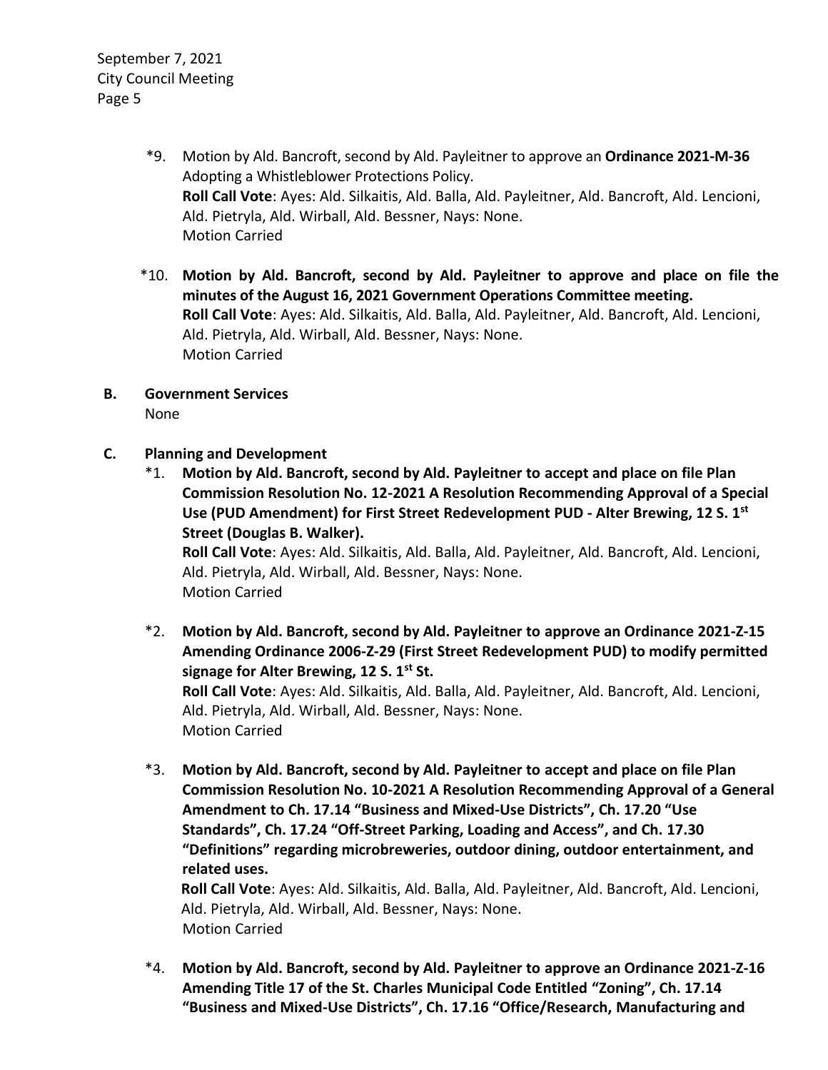*9. Motion by Ald. Bancroft, second by Ald. Payleitner to approve an **Ordinance 2021-M-36** Adopting a Whistleblower Protections Policy.
**Roll Call Vote**: Ayes: Ald. Silkaitis, Ald. Balla, Ald. Payleitner, Ald. Bancroft, Ald. Lencioni, Ald. Pietryla, Ald. Wirball, Ald. Bessner, Nays: None.
Motion Carried

*10. **Motion by Ald. Bancroft, second by Ald. Payleitner to approve and place on file the minutes of the August 16, 2021 Government Operations Committee meeting.**
**Roll Call Vote**: Ayes: Ald. Silkaitis, Ald. Balla, Ald. Payleitner, Ald. Bancroft, Ald. Lencioni, Ald. Pietryla, Ald. Wirball, Ald. Bessner, Nays: None.
Motion Carried

**B. Government Services**
None

**C. Planning and Development**

*1. **Motion by Ald. Bancroft, second by Ald. Payleitner to accept and place on file Plan Commission Resolution No. 12-2021 A Resolution Recommending Approval of a Special Use (PUD Amendment) for First Street Redevelopment PUD - Alter Brewing, 12 S. 1st Street (Douglas B. Walker).**
**Roll Call Vote**: Ayes: Ald. Silkaitis, Ald. Balla, Ald. Payleitner, Ald. Bancroft, Ald. Lencioni, Ald. Pietryla, Ald. Wirball, Ald. Bessner, Nays: None.
Motion Carried

*2. **Motion by Ald. Bancroft, second by Ald. Payleitner to approve an Ordinance 2021-Z-15 Amending Ordinance 2006-Z-29 (First Street Redevelopment PUD) to modify permitted signage for Alter Brewing, 12 S. 1st St.**
**Roll Call Vote**: Ayes: Ald. Silkaitis, Ald. Balla, Ald. Payleitner, Ald. Bancroft, Ald. Lencioni, Ald. Pietryla, Ald. Wirball, Ald. Bessner, Nays: None.
Motion Carried

*3. **Motion by Ald. Bancroft, second by Ald. Payleitner to accept and place on file Plan Commission Resolution No. 10-2021 A Resolution Recommending Approval of a General Amendment to Ch. 17.14 "Business and Mixed-Use Districts", Ch. 17.20 "Use Standards", Ch. 17.24 "Off-Street Parking, Loading and Access", and Ch. 17.30 "Definitions" regarding microbreweries, outdoor dining, outdoor entertainment, and related uses.**
**Roll Call Vote**: Ayes: Ald. Silkaitis, Ald. Balla, Ald. Payleitner, Ald. Bancroft, Ald. Lencioni, Ald. Pietryla, Ald. Wirball, Ald. Bessner, Nays: None.
Motion Carried

*4. **Motion by Ald. Bancroft, second by Ald. Payleitner to approve an Ordinance 2021-Z-16 Amending Title 17 of the St. Charles Municipal Code Entitled "Zoning", Ch. 17.14 "Business and Mixed-Use Districts", Ch. 17.16 "Office/Research, Manufacturing and**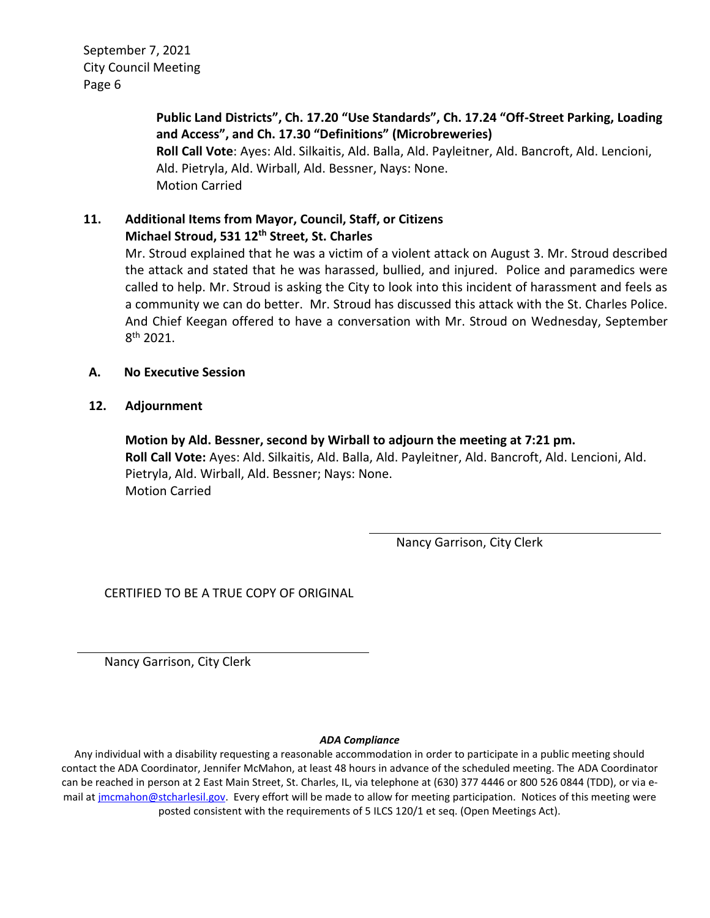**Public Land Districts", Ch. 17.20 "Use Standards", Ch. 17.24 "Off-Street Parking, Loading and Access", and Ch. 17.30 "Definitions" (Microbreweries)**
**Roll Call Vote**: Ayes: Ald. Silkaitis, Ald. Balla, Ald. Payleitner, Ald. Bancroft, Ald. Lencioni, Ald. Pietryla, Ald. Wirball, Ald. Bessner, Nays: None.
Motion Carried

**11. Additional Items from Mayor, Council, Staff, or Citizens**
**Michael Stroud, 531 12th Street, St. Charles**

Mr. Stroud explained that he was a victim of a violent attack on August 3. Mr. Stroud described the attack and stated that he was harassed, bullied, and injured. Police and paramedics were called to help. Mr. Stroud is asking the City to look into this incident of harassment and feels as a community we can do better. Mr. Stroud has discussed this attack with the St. Charles Police. And Chief Keegan offered to have a conversation with Mr. Stroud on Wednesday, September 8th 2021.

**A. No Executive Session**

**12. Adjournment**

**Motion by Ald. Bessner, second by Wirball to adjourn the meeting at 7:21 pm.**
**Roll Call Vote:** Ayes: Ald. Silkaitis, Ald. Balla, Ald. Payleitner, Ald. Bancroft, Ald. Lencioni, Ald. Pietryla, Ald. Wirball, Ald. Bessner; Nays: None.
Motion Carried

Nancy Garrison, City Clerk

CERTIFIED TO BE A TRUE COPY OF ORIGINAL

Nancy Garrison, City Clerk

***ADA Compliance***

Any individual with a disability requesting a reasonable accommodation in order to participate in a public meeting should contact the ADA Coordinator, Jennifer McMahon, at least 48 hours in advance of the scheduled meeting. The ADA Coordinator can be reached in person at 2 East Main Street, St. Charles, IL, via telephone at (630) 377 4446 or 800 526 0844 (TDD), or via e-mail at jmcmahon@stcharlesil.gov. Every effort will be made to allow for meeting participation. Notices of this meeting were posted consistent with the requirements of 5 ILCS 120/1 et seq. (Open Meetings Act).